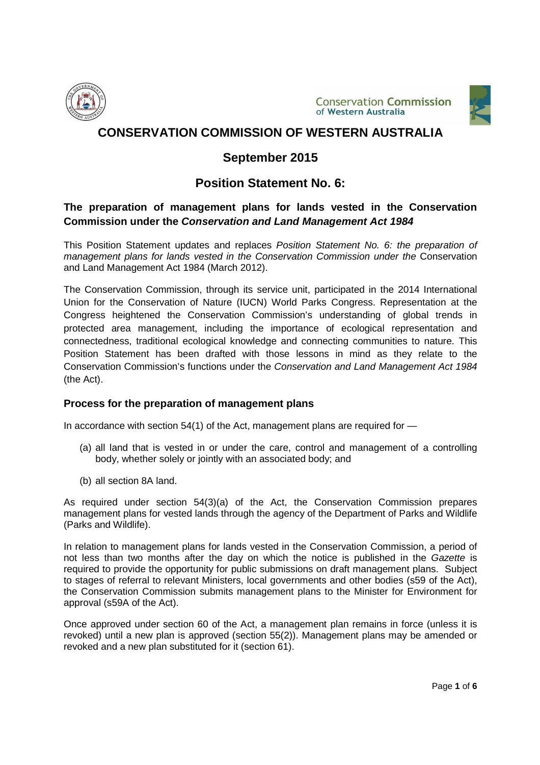# CONSERVATION COMMISSION OF WESTERN AUSTRALIA

## September 2015

## Position Statement No. 6:

### The preparation of management plans for lands vested in the Conservation Commission under the *Conservation and Land Management Act 1984*

This Position Statement updates and replaces *Position Statement No. 6: the preparation of management plans for lands vested in the Conservation Commission under the* Conservation and Land Management Act 1984 (March 2012).

The Conservation Commission, through its service unit, participated in the 2014 International Union for the Conservation of Nature (IUCN) World Parks Congress. Representation at the Congress heightened the Conservation Commission's understanding of global trends in protected area management, including the importance of ecological representation and connectedness, traditional ecological knowledge and connecting communities to nature. This Position Statement has been drafted with those lessons in mind as they relate to the Conservation Commission's functions under the *Conservation and Land Management Act 1984* (the Act).

### Process for the preparation of management plans

In accordance with section 54(1) of the Act, management plans are required for —

(a) all land that is vested in or under the care, control and management of a controlling body, whether solely or jointly with an associated body; and

(b) all section 8A land.

As required under section 54(3)(a) of the Act, the Conservation Commission prepares management plans for vested lands through the agency of the Department of Parks and Wildlife (Parks and Wildlife).

In relation to management plans for lands vested in the Conservation Commission, a period of not less than two months after the day on which the notice is published in the *Gazette* is required to provide the opportunity for public submissions on draft management plans. Subject to stages of referral to relevant Ministers, local governments and other bodies (s59 of the Act), the Conservation Commission submits management plans to the Minister for Environment for approval (s59A of the Act).

Once approved under section 60 of the Act, a management plan remains in force (unless it is revoked) until a new plan is approved (section 55(2)). Management plans may be amended or revoked and a new plan substituted for it (section 61).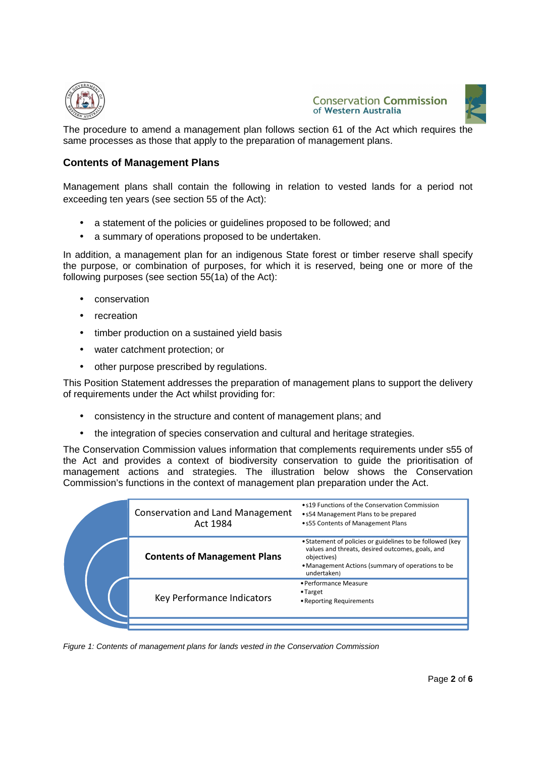The procedure to amend a management plan follows section 61 of the Act which requires the same processes as those that apply to the preparation of management plans.

## Contents of Management Plans

Management plans shall contain the following in relation to vested lands for a period not exceeding ten years (see section 55 of the Act):

- a statement of the policies or guidelines proposed to be followed; and
- a summary of operations proposed to be undertaken.

In addition, a management plan for an indigenous State forest or timber reserve shall specify the purpose, or combination of purposes, for which it is reserved, being one or more of the following purposes (see section 55(1a) of the Act):

- conservation
- recreation
- timber production on a sustained yield basis
- water catchment protection; or
- other purpose prescribed by regulations.

This Position Statement addresses the preparation of management plans to support the delivery of requirements under the Act whilst providing for:

- consistency in the structure and content of management plans; and
- the integration of species conservation and cultural and heritage strategies.

The Conservation Commission values information that complements requirements under s55 of the Act and provides a context of biodiversity conservation to guide the prioritisation of management actions and strategies. The illustration below shows the Conservation Commission's functions in the context of management plan preparation under the Act.

| | |
|---|---|
| Conservation and Land Management Act 1984 | • s19 Functions of the Conservation Commission<br>• s54 Management Plans to be prepared<br>• s55 Contents of Management Plans |
| **Contents of Management Plans** | • Statement of policies or guidelines to be followed (key values and threats, desired outcomes, goals, and objectives)<br>• Management Actions (summary of operations to be undertaken) |
| Key Performance Indicators | • Performance Measure<br>• Target<br>• Reporting Requirements |

*Figure 1: Contents of management plans for lands vested in the Conservation Commission*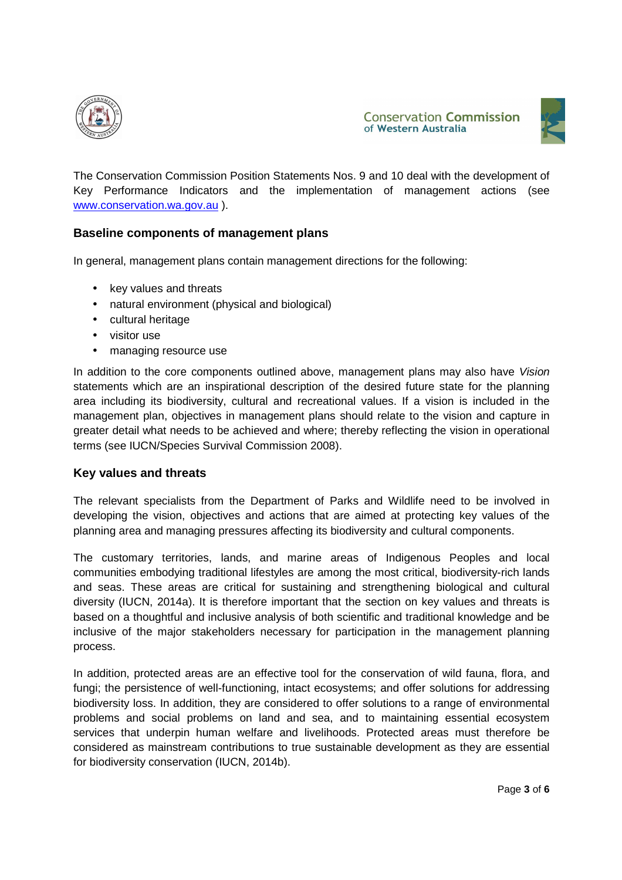The Conservation Commission Position Statements Nos. 9 and 10 deal with the development of Key Performance Indicators and the implementation of management actions (see [www.conservation.wa.gov.au](http://www.conservation.wa.gov.au) ).

## Baseline components of management plans

In general, management plans contain management directions for the following:

- key values and threats
- natural environment (physical and biological)
- cultural heritage
- visitor use
- managing resource use

In addition to the core components outlined above, management plans may also have *Vision* statements which are an inspirational description of the desired future state for the planning area including its biodiversity, cultural and recreational values. If a vision is included in the management plan, objectives in management plans should relate to the vision and capture in greater detail what needs to be achieved and where; thereby reflecting the vision in operational terms (see IUCN/Species Survival Commission 2008).

## Key values and threats

The relevant specialists from the Department of Parks and Wildlife need to be involved in developing the vision, objectives and actions that are aimed at protecting key values of the planning area and managing pressures affecting its biodiversity and cultural components.

The customary territories, lands, and marine areas of Indigenous Peoples and local communities embodying traditional lifestyles are among the most critical, biodiversity-rich lands and seas. These areas are critical for sustaining and strengthening biological and cultural diversity (IUCN, 2014a). It is therefore important that the section on key values and threats is based on a thoughtful and inclusive analysis of both scientific and traditional knowledge and be inclusive of the major stakeholders necessary for participation in the management planning process.

In addition, protected areas are an effective tool for the conservation of wild fauna, flora, and fungi; the persistence of well-functioning, intact ecosystems; and offer solutions for addressing biodiversity loss. In addition, they are considered to offer solutions to a range of environmental problems and social problems on land and sea, and to maintaining essential ecosystem services that underpin human welfare and livelihoods. Protected areas must therefore be considered as mainstream contributions to true sustainable development as they are essential for biodiversity conservation (IUCN, 2014b).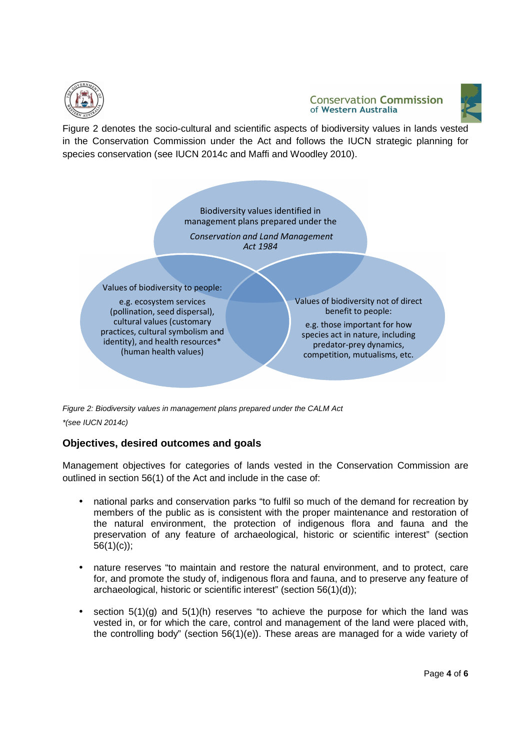Figure 2 denotes the socio-cultural and scientific aspects of biodiversity values in lands vested in the Conservation Commission under the Act and follows the IUCN strategic planning for species conservation (see IUCN 2014c and Maffi and Woodley 2010).

Biodiversity values identified in management plans prepared under the *Conservation and Land Management Act 1984*

Values of biodiversity to people: e.g. ecosystem services (pollination, seed dispersal), cultural values (customary practices, cultural symbolism and identity), and health resources* (human health values)

Values of biodiversity not of direct benefit to people: e.g. those important for how species act in nature, including predator-prey dynamics, competition, mutualisms, etc.

*Figure 2: Biodiversity values in management plans prepared under the CALM Act*

*\*(see IUCN 2014c)*

### Objectives, desired outcomes and goals

Management objectives for categories of lands vested in the Conservation Commission are outlined in section 56(1) of the Act and include in the case of:

- national parks and conservation parks "to fulfil so much of the demand for recreation by members of the public as is consistent with the proper maintenance and restoration of the natural environment, the protection of indigenous flora and fauna and the preservation of any feature of archaeological, historic or scientific interest" (section 56(1)(c));
- nature reserves "to maintain and restore the natural environment, and to protect, care for, and promote the study of, indigenous flora and fauna, and to preserve any feature of archaeological, historic or scientific interest" (section 56(1)(d));
- section 5(1)(g) and 5(1)(h) reserves "to achieve the purpose for which the land was vested in, or for which the care, control and management of the land were placed with, the controlling body" (section 56(1)(e)). These areas are managed for a wide variety of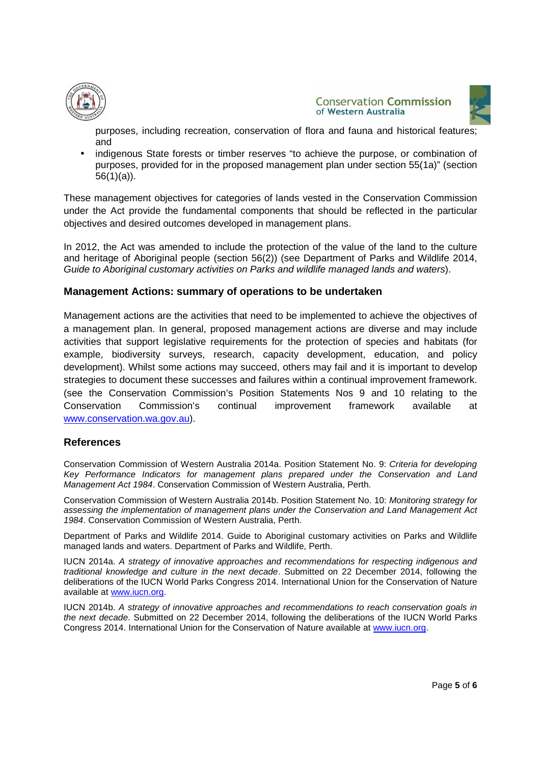purposes, including recreation, conservation of flora and fauna and historical features; and

- indigenous State forests or timber reserves “to achieve the purpose, or combination of purposes, provided for in the proposed management plan under section 55(1a)” (section 56(1)(a)).

These management objectives for categories of lands vested in the Conservation Commission under the Act provide the fundamental components that should be reflected in the particular objectives and desired outcomes developed in management plans.

In 2012, the Act was amended to include the protection of the value of the land to the culture and heritage of Aboriginal people (section 56(2)) (see Department of Parks and Wildlife 2014, *Guide to Aboriginal customary activities on Parks and wildlife managed lands and waters*).

## Management Actions: summary of operations to be undertaken

Management actions are the activities that need to be implemented to achieve the objectives of a management plan. In general, proposed management actions are diverse and may include activities that support legislative requirements for the protection of species and habitats (for example, biodiversity surveys, research, capacity development, education, and policy development). Whilst some actions may succeed, others may fail and it is important to develop strategies to document these successes and failures within a continual improvement framework. (see the Conservation Commission’s Position Statements Nos 9 and 10 relating to the Conservation Commission’s continual improvement framework available at www.conservation.wa.gov.au).

## References

Conservation Commission of Western Australia 2014a. Position Statement No. 9: *Criteria for developing Key Performance Indicators for management plans prepared under the Conservation and Land Management Act 1984*. Conservation Commission of Western Australia, Perth.

Conservation Commission of Western Australia 2014b. Position Statement No. 10: *Monitoring strategy for assessing the implementation of management plans under the Conservation and Land Management Act 1984*. Conservation Commission of Western Australia, Perth.

Department of Parks and Wildlife 2014. Guide to Aboriginal customary activities on Parks and Wildlife managed lands and waters. Department of Parks and Wildlife, Perth.

IUCN 2014a. *A strategy of innovative approaches and recommendations for respecting indigenous and traditional knowledge and culture in the next decade*. Submitted on 22 December 2014, following the deliberations of the IUCN World Parks Congress 2014. International Union for the Conservation of Nature available at www.iucn.org.

IUCN 2014b. *A strategy of innovative approaches and recommendations to reach conservation goals in the next decade*. Submitted on 22 December 2014, following the deliberations of the IUCN World Parks Congress 2014. International Union for the Conservation of Nature available at www.iucn.org.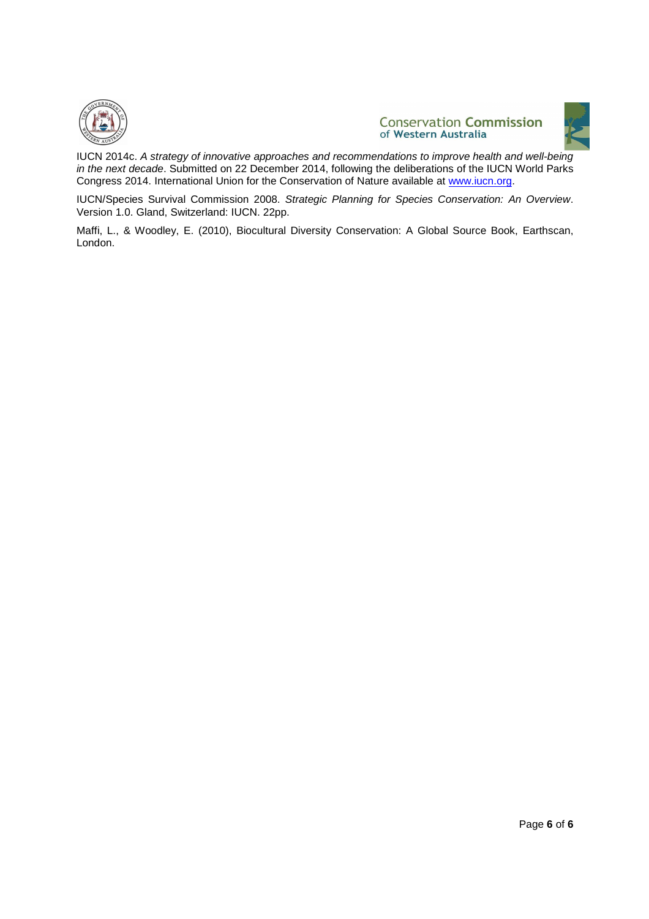IUCN 2014c. *A strategy of innovative approaches and recommendations to improve health and well-being in the next decade*. Submitted on 22 December 2014, following the deliberations of the IUCN World Parks Congress 2014. International Union for the Conservation of Nature available at www.iucn.org.

IUCN/Species Survival Commission 2008. *Strategic Planning for Species Conservation: An Overview*. Version 1.0. Gland, Switzerland: IUCN. 22pp.

Maffi, L., & Woodley, E. (2010), Biocultural Diversity Conservation: A Global Source Book, Earthscan, London.